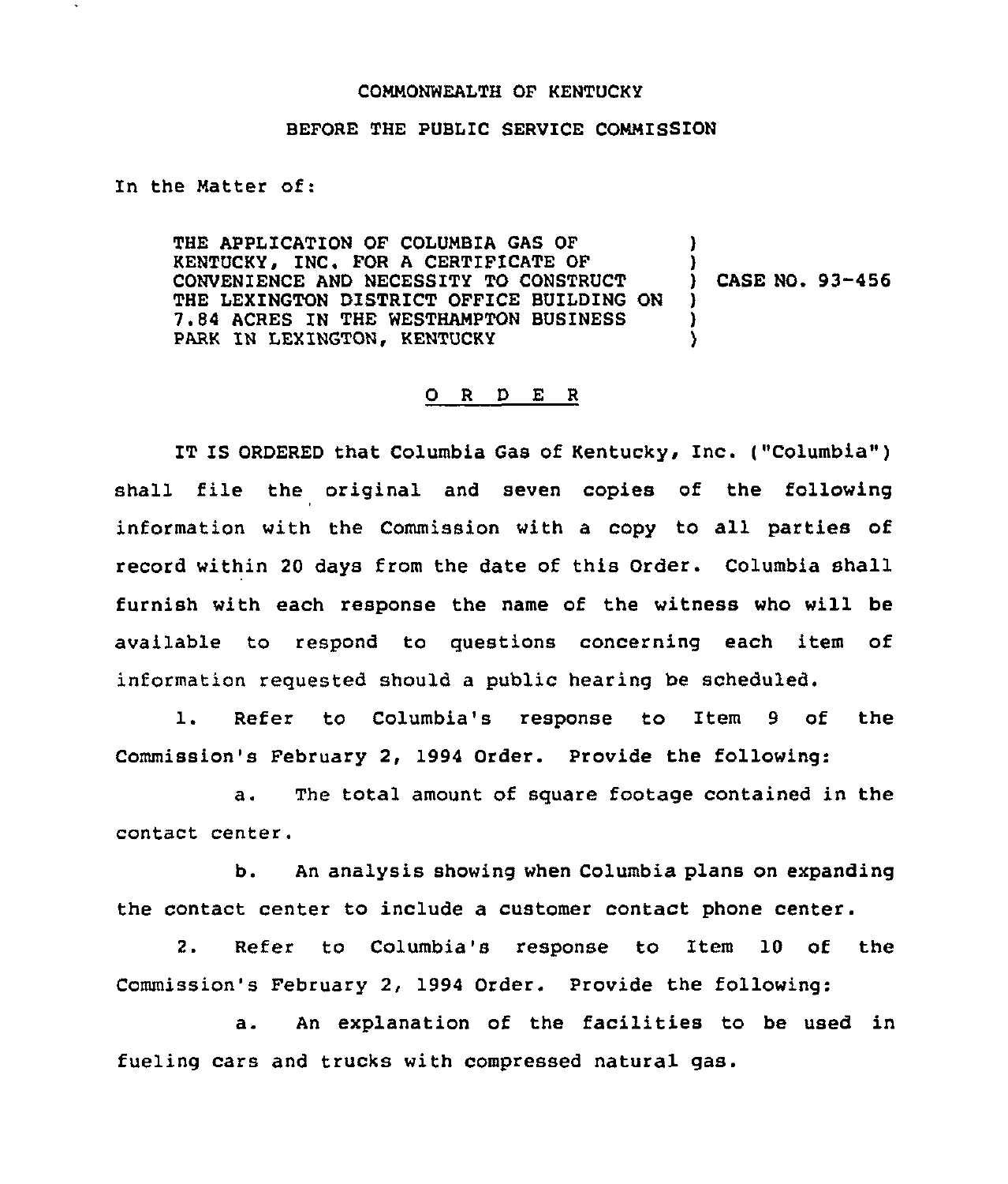COMMONWEALTH OF KENTUCKY

BEFORE THE PUBLIC SERVICE COMMISSION

In the Matter of:

THE APPLICATION OF COLUMBIA GAS OF KENTUCKY, INC. FOR A CERTIFICATE OF CONVENIENCE AND NECESSITY TO CONSTRUCT THE LEXINGTON DISTRICT OFFICE BUILDING ON 7.84 ACRES IN THE WESTHAMPTON BUSINESS PARK IN LEXINGTON, KENTUCKY ) CASE NO. 93-456

# O R D E R

IT IS ORDERED that Columbia Gas of Kentucky, Inc. ("Columbia") shall file the original and seven copies of the following information with the Commission with a copy to all parties of record within 20 days from the date of this Order. Columbia shall furnish with each response the name of the witness who will be available to respond to questions concerning each item of information requested should a public hearing be scheduled.

1. Refer to Columbia's response to Item 9 of the Commission's February 2, 1994 Order. Provide the following:

   a. The total amount of square footage contained in the contact center.

   b. An analysis showing when Columbia plans on expanding the contact center to include a customer contact phone center.

2. Refer to Columbia's response to Item 10 of the Commission's February 2, 1994 Order. Provide the following:

   a. An explanation of the facilities to be used in fueling cars and trucks with compressed natural gas.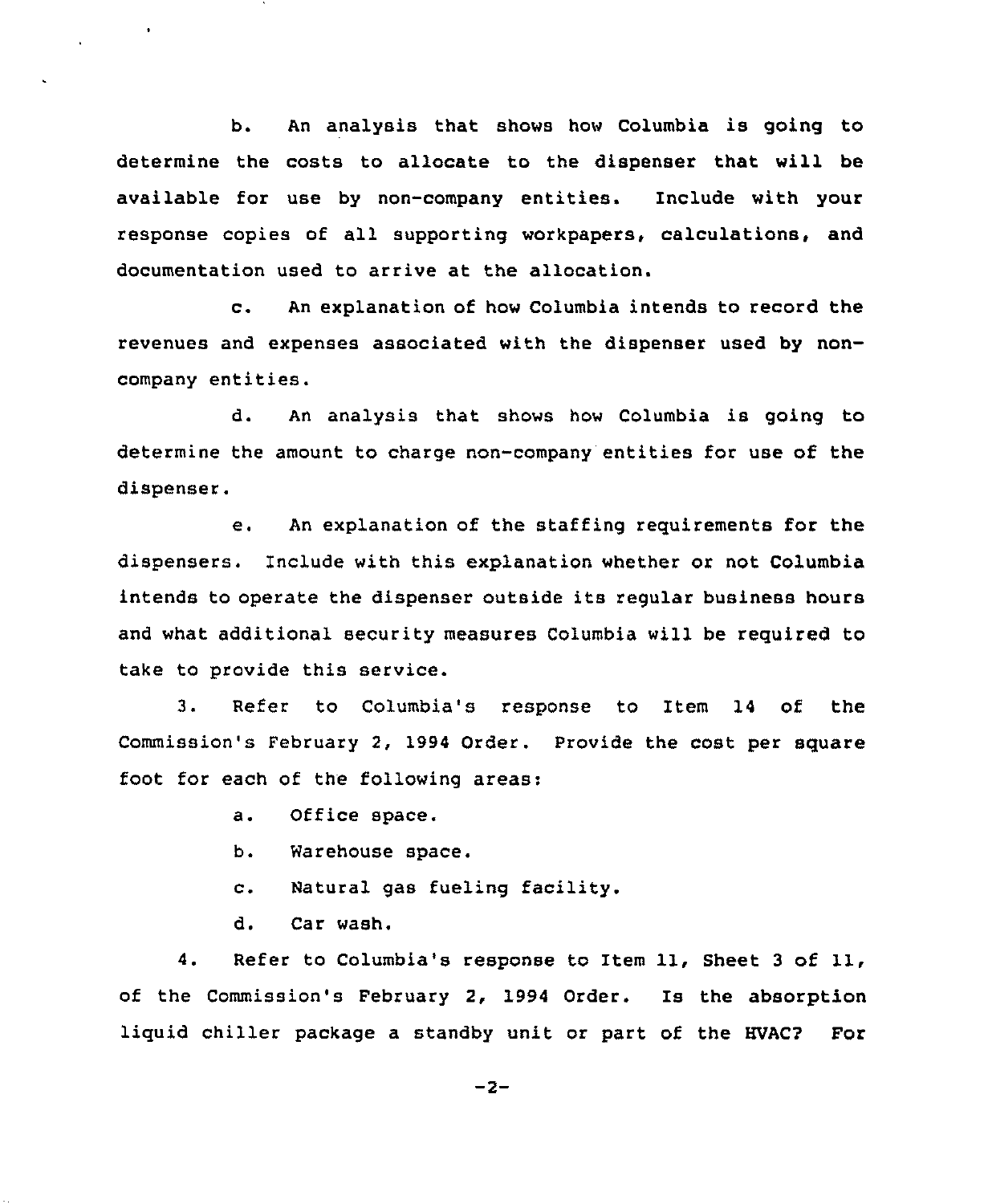b. An analysis that shows how Columbia is going to determine the costs to allocate to the dispenser that will be available for use by non-company entities. Include with your response copies of all supporting workpapers, calculations, and documentation used to arrive at the allocation.

c. An explanation of how Columbia intends to record the revenues and expenses associated with the dispenser used by non-company entities.

d. An analysis that shows how Columbia is going to determine the amount to charge non-company entities for use of the dispenser.

e. An explanation of the staffing requirements for the dispensers. Include with this explanation whether or not Columbia intends to operate the dispenser outside its regular business hours and what additional security measures Columbia will be required to take to provide this service.

3. Refer to Columbia's response to Item 14 of the Commission's February 2, 1994 Order. Provide the cost per square foot for each of the following areas:

a. Office space.

b. Warehouse space.

c. Natural gas fueling facility.

d. Car wash.

4. Refer to Columbia's response to Item 11, Sheet 3 of 11, of the Commission's February 2, 1994 Order. Is the absorption liquid chiller package a standby unit or part of the HVAC? For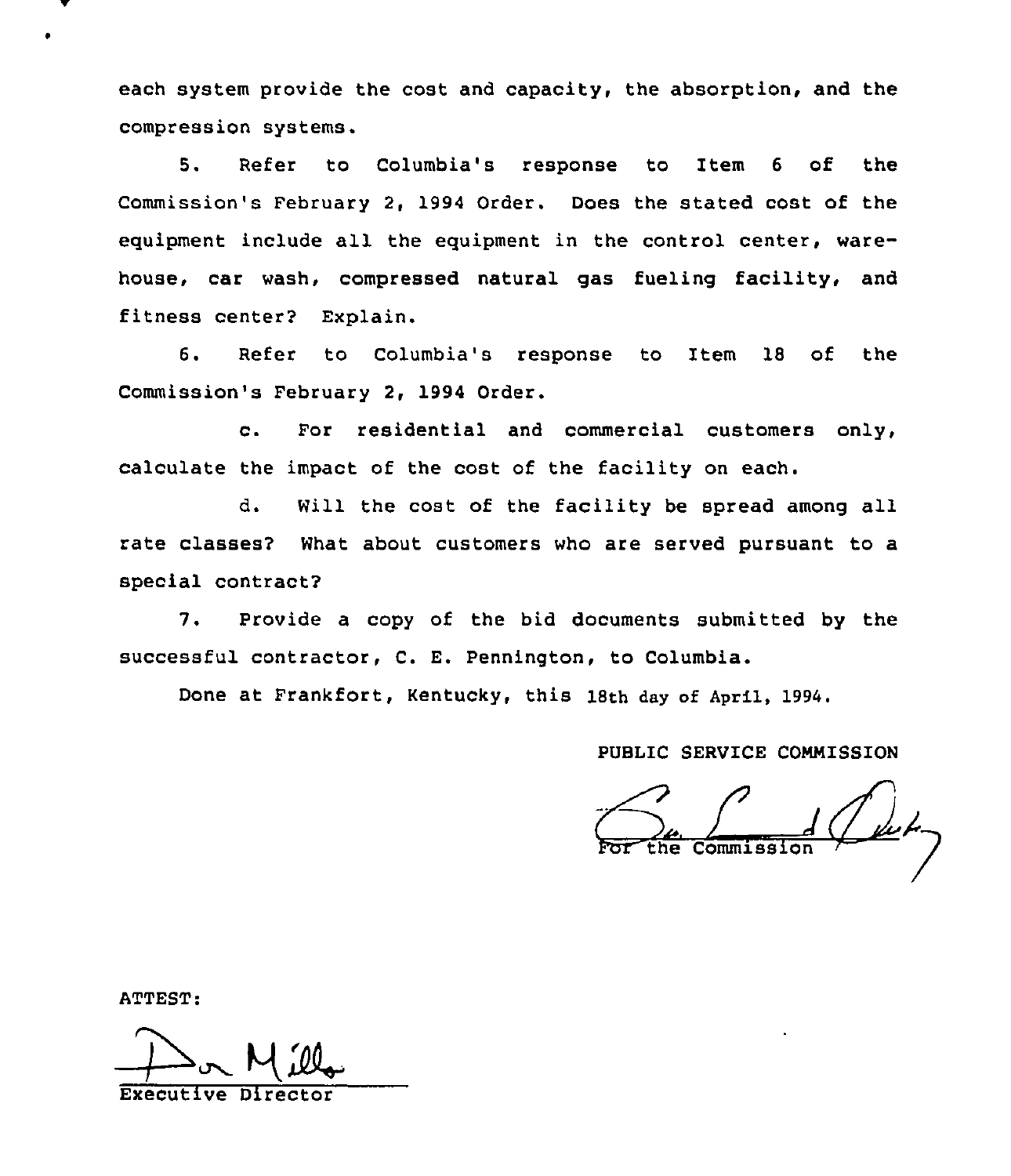each system provide the cost and capacity, the absorption, and the compression systems.

5. Refer to Columbia's response to Item 6 of the Commission's February 2, 1994 Order. Does the stated cost of the equipment include all the equipment in the control center, warehouse, car wash, compressed natural gas fueling facility, and fitness center? Explain.

6. Refer to Columbia's response to Item 18 of the Commission's February 2, 1994 Order.

c. For residential and commercial customers only, calculate the impact of the cost of the facility on each.

d. Will the cost of the facility be spread among all rate classes? What about customers who are served pursuant to a special contract?

7. Provide a copy of the bid documents submitted by the successful contractor, C. E. Pennington, to Columbia.

Done at Frankfort, Kentucky, this 18th day of April, 1994.

PUBLIC SERVICE COMMISSION

For the Commission

ATTEST:

Executive Director